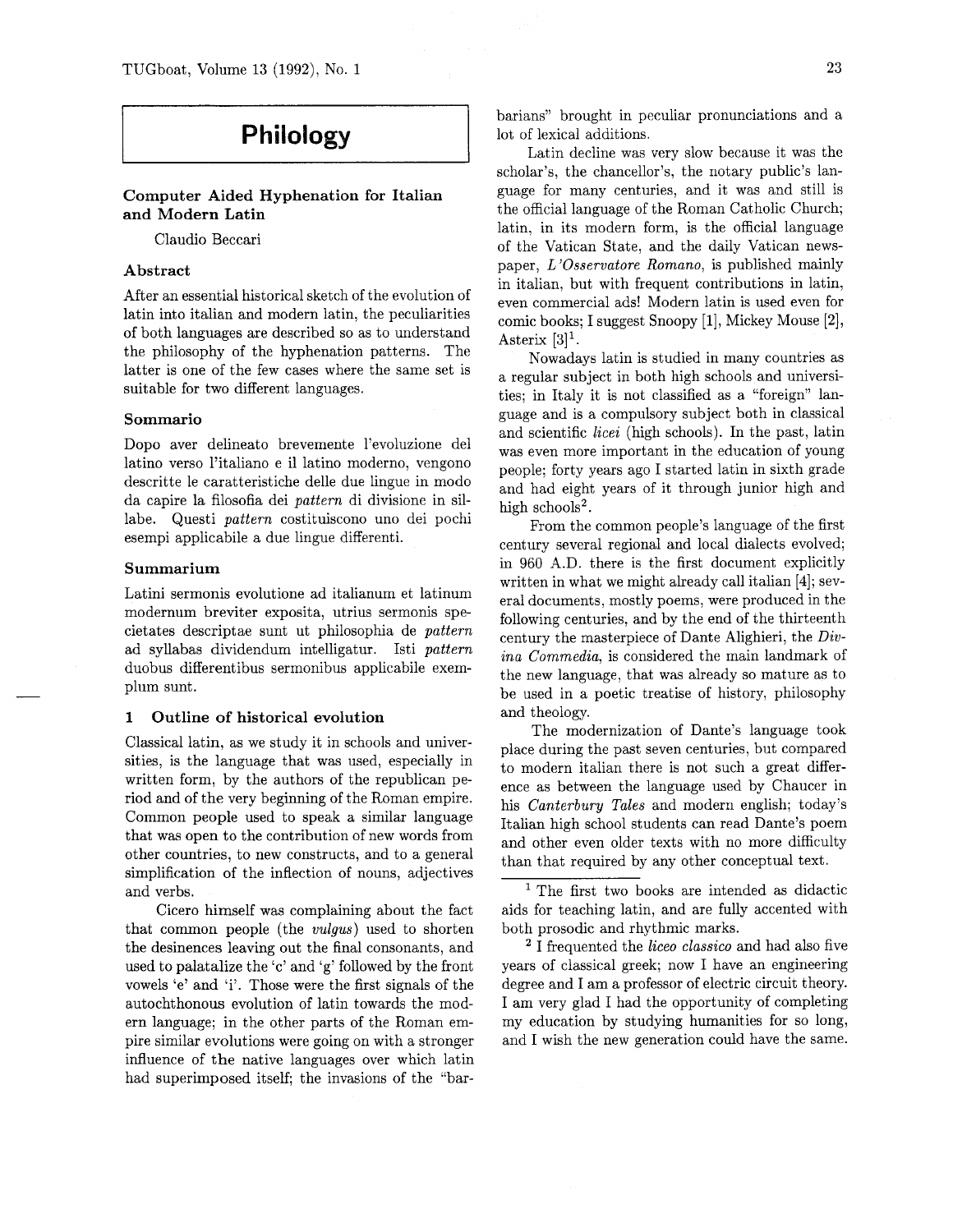# Philology

## Computer Aided Hyphenation for Italian and Modern Latin

Claudio Beccari

### Abstract

After an essential historical sketch of the evolution of latin into italian and modern latin, the peculiarities of both languages are described so as to understand the philosophy of the hyphenation patterns. The latter is one of the few cases where the same set is suitable for two different languages.

### Sommario

Dopo aver delineato brevemente l'evoluzione del latino verso l'italiano e il latino moderno, vengono descritte le caratteristiche delle due lingue in modo da capire la filosofia dei *pattern* di divisione in sillabe. Questi *pattern* costituiscono uno dei pochi esempi applicabile a due lingue differenti.

### Summarium

Latini sermonis evolutione ad italianum et latinum modernum breviter exposita, utrius sermonis specietates descriptae sunt ut philosophia de *pattern* ad syllabas dividendum intelligatur. Isti *pattern* duobus differentibus sermonibus applicabile exemplum sunt.

## 1 Outline of historical evolution

Classical latin, as we study it in schools and universities, is the language that was used, especially in written form, by the authors of the republican period and of the very beginning of the Roman empire. Common people used to speak a similar language that was open to the contribution of new words from other countries, to new constructs, and to a general simplification of the inflection of nouns, adjectives and verbs.

Cicero himself was complaining about the fact that common people (the *vulgus*) used to shorten the desinences leaving out the final consonants, and used to palatalize the 'c' and 'g' followed by the front vowels 'e' and 'i'. Those were the first signals of the autochthonous evolution of latin towards the modern language; in the other parts of the Roman empire similar evolutions were going on with a stronger influence of the native languages over which latin had superimposed itself; the invasions of the "barbarians" brought in peculiar pronunciations and a lot of lexical additions.

Latin decline was very slow because it was the scholar's, the chancellor's, the notary public's language for many centuries, and it was and still is the official language of the Roman Catholic Church; latin, in its modern form, is the official language of the Vatican State, and the daily Vatican newspaper, *L'Osservatore Romano*, is published mainly in italian, but with frequent contributions in latin, even commercial ads! Modern latin is used even for comic books; I suggest Snoopy [1], Mickey Mouse [2], Asterix [3][1].

Nowadays latin is studied in many countries as a regular subject in both high schools and universities; in Italy it is not classified as a "foreign" language and is a compulsory subject both in classical and scientific *licei* (high schools). In the past, latin was even more important in the education of young people; forty years ago I started latin in sixth grade and had eight years of it through junior high and high schools[2].

From the common people's language of the first century several regional and local dialects evolved; in 960 A.D. there is the first document explicitly written in what we might already call italian [4]; several documents, mostly poems, were produced in the following centuries, and by the end of the thirteenth century the masterpiece of Dante Alighieri, the *Divina Commedia*, is considered the main landmark of the new language, that was already so mature as to be used in a poetic treatise of history, philosophy and theology.

The modernization of Dante's language took place during the past seven centuries, but compared to modern italian there is not such a great difference as between the language used by Chaucer in his *Canterbury Tales* and modern english; today's Italian high school students can read Dante's poem and other even older texts with no more difficulty than that required by any other conceptual text.

---

[1] The first two books are intended as didactic aids for teaching latin, and are fully accented with both prosodic and rhythmic marks.

[2] I frequented the *liceo classico* and had also five years of classical greek; now I have an engineering degree and I am a professor of electric circuit theory. I am very glad I had the opportunity of completing my education by studying humanities for so long, and I wish the new generation could have the same.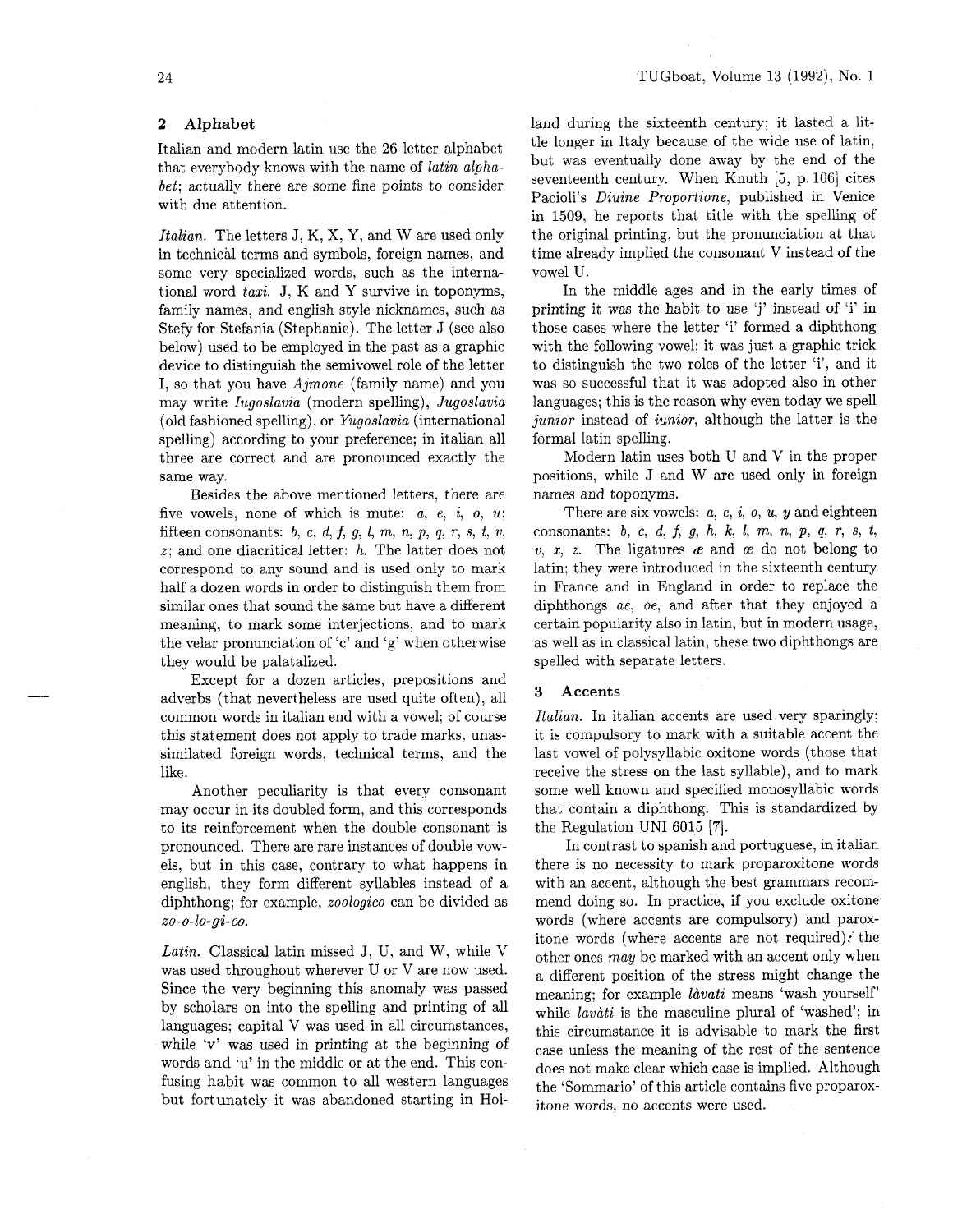## 2 Alphabet

Italian and modern latin use the 26 letter alphabet that everybody knows with the name of *latin alphabet*; actually there are some fine points to consider with due attention.

*Italian.* The letters J, K, X, Y, and W are used only in technical terms and symbols, foreign names, and some very specialized words, such as the international word *taxi*. J, K and Y survive in toponyms, family names, and english style nicknames, such as Stefy for Stefania (Stephanie). The letter J (see also below) used to be employed in the past as a graphic device to distinguish the semivowel role of the letter I, so that you have *Ajmone* (family name) and you may write *Iugoslavia* (modern spelling), *Jugoslavia* (old fashioned spelling), or *Yugoslavia* (international spelling) according to your preference; in italian all three are correct and are pronounced exactly the same way.

Besides the above mentioned letters, there are five vowels, none of which is mute: *a, e, i, o, u*; fifteen consonants: *b, c, d, f, g, l, m, n, p, q, r, s, t, v, z*; and one diacritical letter: *h*. The latter does not correspond to any sound and is used only to mark half a dozen words in order to distinguish them from similar ones that sound the same but have a different meaning, to mark some interjections, and to mark the velar pronunciation of 'c' and 'g' when otherwise they would be palatalized.

Except for a dozen articles, prepositions and adverbs (that nevertheless are used quite often), all common words in italian end with a vowel; of course this statement does not apply to trade marks, unassimilated foreign words, technical terms, and the like.

Another peculiarity is that every consonant may occur in its doubled form, and this corresponds to its reinforcement when the double consonant is pronounced. There are rare instances of double vowels, but in this case, contrary to what happens in english, they form different syllables instead of a diphthong; for example, *zoologico* can be divided as *zo-o-lo-gi-co*.

*Latin.* Classical latin missed J, U, and W, while V was used throughout wherever U or V are now used. Since the very beginning this anomaly was passed by scholars on into the spelling and printing of all languages; capital V was used in all circumstances, while 'v' was used in printing at the beginning of words and 'u' in the middle or at the end. This confusing habit was common to all western languages but fortunately it was abandoned starting in Holland during the sixteenth century; it lasted a little longer in Italy because of the wide use of latin, but was eventually done away by the end of the seventeenth century. When Knuth [5, p. 106] cites Pacioli's *Diuine Proportione*, published in Venice in 1509, he reports that title with the spelling of the original printing, but the pronunciation at that time already implied the consonant V instead of the vowel U.

In the middle ages and in the early times of printing it was the habit to use 'j' instead of 'i' in those cases where the letter 'i' formed a diphthong with the following vowel; it was just a graphic trick to distinguish the two roles of the letter 'i', and it was so successful that it was adopted also in other languages; this is the reason why even today we spell *junior* instead of *iunior*, although the latter is the formal latin spelling.

Modern latin uses both U and V in the proper positions, while J and W are used only in foreign names and toponyms.

There are six vowels: *a, e, i, o, u, y* and eighteen consonants: *b, c, d, f, g, h, k, l, m, n, p, q, r, s, t, v, x, z*. The ligatures *æ* and *œ* do not belong to latin; they were introduced in the sixteenth century in France and in England in order to replace the diphthongs *ae, oe*, and after that they enjoyed a certain popularity also in latin, but in modern usage, as well as in classical latin, these two diphthongs are spelled with separate letters.

## 3 Accents

*Italian.* In italian accents are used very sparingly; it is compulsory to mark with a suitable accent the last vowel of polysyllabic oxitone words (those that receive the stress on the last syllable), and to mark some well known and specified monosyllabic words that contain a diphthong. This is standardized by the Regulation UNI 6015 [7].

In contrast to spanish and portuguese, in italian there is no necessity to mark proparoxitone words with an accent, although the best grammars recommend doing so. In practice, if you exclude oxitone words (where accents are compulsory) and paroxitone words (where accents are not required), the other ones *may* be marked with an accent only when a different position of the stress might change the meaning; for example *làvati* means 'wash yourself' while *lavàti* is the masculine plural of 'washed'; in this circumstance it is advisable to mark the first case unless the meaning of the rest of the sentence does not make clear which case is implied. Although the 'Sommario' of this article contains five proparoxitone words, no accents were used.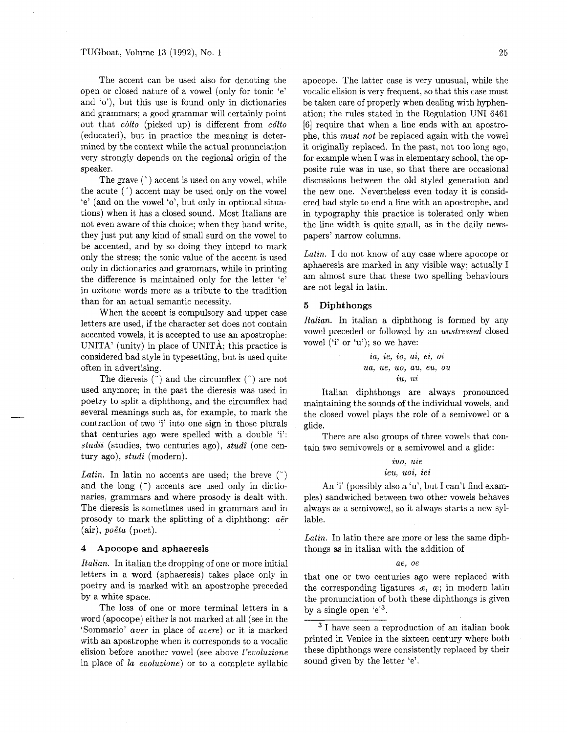The accent can be used also for denoting the open or closed nature of a vowel (only for tonic 'e' and 'o'), but this use is found only in dictionaries and grammars; a good grammar will certainly point out that *còlto* (picked up) is different from *cólto* (educated), but in practice the meaning is determined by the context while the actual pronunciation very strongly depends on the regional origin of the speaker.

The grave (`) accent is used on any vowel, while the acute (´) accent may be used only on the vowel 'e' (and on the vowel 'o', but only in optional situations) when it has a closed sound. Most Italians are not even aware of this choice; when they hand write, they just put any kind of small surd on the vowel to be accented, and by so doing they intend to mark only the stress; the tonic value of the accent is used only in dictionaries and grammars, while in printing the difference is maintained only for the letter 'e' in oxitone words more as a tribute to the tradition than for an actual semantic necessity.

When the accent is compulsory and upper case letters are used, if the character set does not contain accented vowels, it is accepted to use an apostrophe: UNITA' (unity) in place of UNITÀ; this practice is considered bad style in typesetting, but is used quite often in advertising.

The dieresis (¨) and the circumflex (ˆ) are not used anymore; in the past the dieresis was used in poetry to split a diphthong, and the circumflex had several meanings such as, for example, to mark the contraction of two 'i' into one sign in those plurals that centuries ago were spelled with a double 'i': *studii* (studies, two centuries ago), *studî* (one century ago), *studi* (modern).

*Latin.* In latin no accents are used; the breve (˘) and the long (¯) accents are used only in dictionaries, grammars and where prosody is dealt with. The dieresis is sometimes used in grammars and in prosody to mark the splitting of a diphthong: *aër* (air), *poëta* (poet).

## 4 Apocope and aphaeresis

*Italian.* In italian the dropping of one or more initial letters in a word (aphaeresis) takes place only in poetry and is marked with an apostrophe preceded by a white space.

The loss of one or more terminal letters in a word (apocope) either is not marked at all (see in the 'Sommario' *aver* in place of *avere*) or it is marked with an apostrophe when it corresponds to a vocalic elision before another vowel (see above *l'evoluzione* in place of *la evoluzione*) or to a complete syllabic apocope. The latter case is very unusual, while the vocalic elision is very frequent, so that this case must be taken care of properly when dealing with hyphenation; the rules stated in the Regulation UNI 6461 [6] require that when a line ends with an apostrophe, this *must not* be replaced again with the vowel it originally replaced. In the past, not too long ago, for example when I was in elementary school, the opposite rule was in use, so that there are occasional discussions between the old styled generation and the new one. Nevertheless even today it is considered bad style to end a line with an apostrophe, and in typography this practice is tolerated only when the line width is quite small, as in the daily newspapers' narrow columns.

*Latin.* I do not know of any case where apocope or aphaeresis are marked in any visible way; actually I am almost sure that these two spelling behaviours are not legal in latin.

## 5 Diphthongs

*Italian.* In italian a diphthong is formed by any vowel preceded or followed by an *unstressed* closed vowel ('i' or 'u'); so we have:

*ia, ie, io, ai, ei, oi*
*ua, ue, uo, au, eu, ou*
*iu, ui*

Italian diphthongs are always pronounced maintaining the sounds of the individual vowels, and the closed vowel plays the role of a semivowel or a glide.

There are also groups of three vowels that contain two semivowels or a semivowel and a glide:

*iuo, uie*
*ieu, uoi, iei*

An 'i' (possibly also a 'u', but I can't find examples) sandwiched between two other vowels behaves always as a semivowel, so it always starts a new syllable.

*Latin.* In latin there are more or less the same diphthongs as in italian with the addition of

*ae, oe*

that one or two centuries ago were replaced with the corresponding ligatures *æ, œ*; in modern latin the pronunciation of both these diphthongs is given by a single open 'e'[3].

[3] I have seen a reproduction of an italian book printed in Venice in the sixteen century where both these diphthongs were consistently replaced by their sound given by the letter 'e'.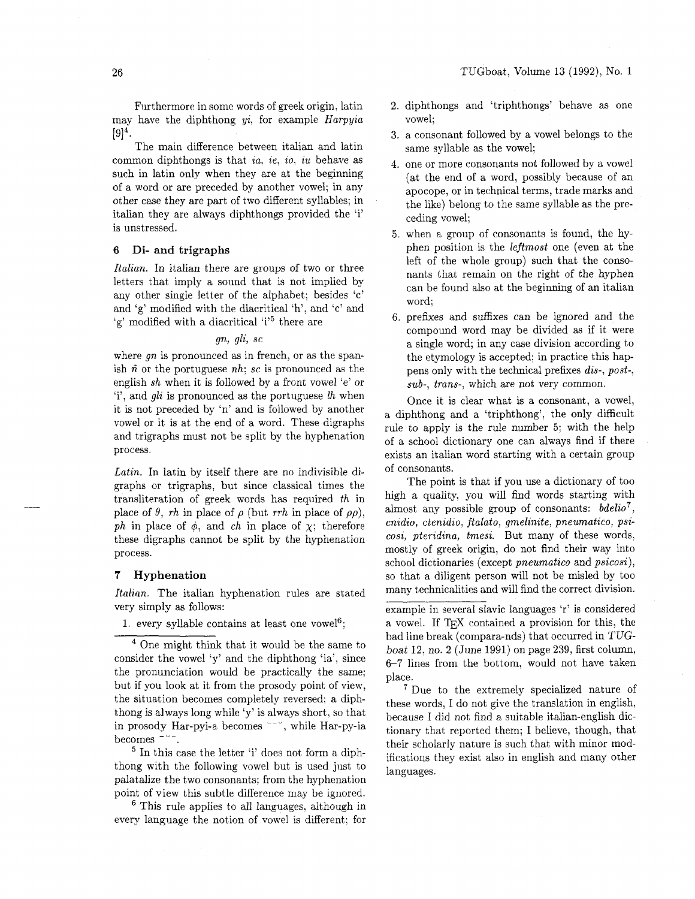Furthermore in some words of greek origin, latin may have the diphthong *yi*, for example *Harpyia* [9][4].

The main difference between italian and latin common diphthongs is that *ia*, *ie*, *io*, *iu* behave as such in latin only when they are at the beginning of a word or are preceded by another vowel; in any other case they are part of two different syllables; in italian they are always diphthongs provided the 'i' is unstressed.

## 6 Di- and trigraphs

*Italian.* In italian there are groups of two or three letters that imply a sound that is not implied by any other single letter of the alphabet; besides 'c' and 'g' modified with the diacritical 'h', and 'c' and 'g' modified with a diacritical 'i'[5] there are

*gn, gli, sc*

where *gn* is pronounced as in french, or as the spanish *ñ* or the portuguese *nh*; *sc* is pronounced as the english *sh* when it is followed by a front vowel 'e' or 'i', and *gli* is pronounced as the portuguese *lh* when it is not preceded by 'n' and is followed by another vowel or it is at the end of a word. These digraphs and trigraphs must not be split by the hyphenation process.

*Latin.* In latin by itself there are no indivisible digraphs or trigraphs, but since classical times the transliteration of greek words has required *th* in place of $\theta$, *rh* in place of $\rho$ (but *rrh* in place of $\rho\rho$), *ph* in place of $\phi$, and *ch* in place of $\chi$; therefore these digraphs cannot be split by the hyphenation process.

## 7 Hyphenation

*Italian.* The italian hyphenation rules are stated very simply as follows:

1. every syllable contains at least one vowel[6];
2. diphthongs and 'triphthongs' behave as one vowel;
3. a consonant followed by a vowel belongs to the same syllable as the vowel;
4. one or more consonants not followed by a vowel (at the end of a word, possibly because of an apocope, or in technical terms, trade marks and the like) belong to the same syllable as the preceding vowel;
5. when a group of consonants is found, the hyphen position is the *leftmost* one (even at the left of the whole group) such that the consonants that remain on the right of the hyphen can be found also at the beginning of an italian word;
6. prefixes and suffixes can be ignored and the compound word may be divided as if it were a single word; in any case division according to the etymology is accepted; in practice this happens only with the technical prefixes *dis-*, *post-*, *sub-*, *trans-*, which are not very common.

Once it is clear what is a consonant, a vowel, a diphthong and a 'triphthong', the only difficult rule to apply is the rule number 5; with the help of a school dictionary one can always find if there exists an italian word starting with a certain group of consonants.

The point is that if you use a dictionary of too high a quality, you will find words starting with almost any possible group of consonants: *bdelio*[7], *cnidio, ctenidio, ftalato, gmelinite, pneumatico, psicosi, pteridina, tmesi.* But many of these words, mostly of greek origin, do not find their way into school dictionaries (except *pneumatico* and *psicosi*), so that a diligent person will not be misled by too many technicalities and will find the correct division.

---

[4] One might think that it would be the same to consider the vowel 'y' and the diphthong 'ia', since the pronunciation would be practically the same; but if you look at it from the prosody point of view, the situation becomes completely reversed; a diphthong is always long while 'y' is always short, so that in prosody Har-pyi-a becomes $^{--\smile}$, while Har-py-ia becomes $^{-\smile-}$.

[5] In this case the letter 'i' does not form a diphthong with the following vowel but is used just to palatalize the two consonants; from the hyphenation point of view this subtle difference may be ignored.

[6] This rule applies to all languages, although in every language the notion of vowel is different; for example in several slavic languages 'r' is considered a vowel. If TeX contained a provision for this, the bad line break (compara-nds) that occurred in *TUGboat* 12, no. 2 (June 1991) on page 239, first column, 6–7 lines from the bottom, would not have taken place.

[7] Due to the extremely specialized nature of these words, I do not give the translation in english, because I did not find a suitable italian-english dictionary that reported them; I believe, though, that their scholarly nature is such that with minor modifications they exist also in english and many other languages.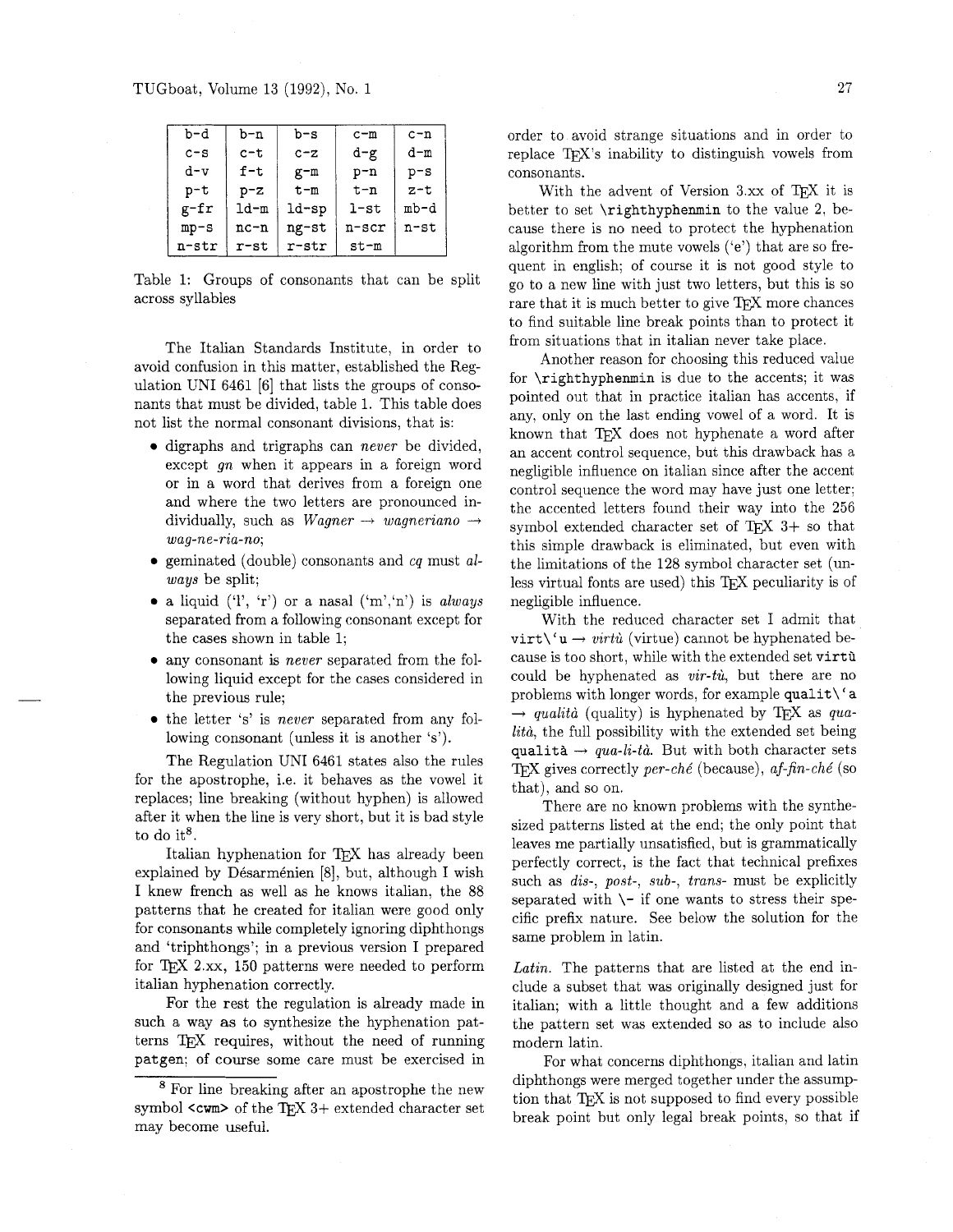| b-d | b-n | b-s | c-m | c-n |
|---|---|---|---|---|
| c-s | c-t | c-z | d-g | d-m |
| d-v | f-t | g-m | p-n | p-s |
| p-t | p-z | t-m | t-n | z-t |
| g-fr | ld-m | ld-sp | l-st | mb-d |
| mp-s | nc-n | ng-st | n-scr | n-st |
| n-str | r-st | r-str | st-m | |

Table 1: Groups of consonants that can be split across syllables

The Italian Standards Institute, in order to avoid confusion in this matter, established the Regulation UNI 6461 [6] that lists the groups of consonants that must be divided, table 1. This table does not list the normal consonant divisions, that is:

- digraphs and trigraphs can *never* be divided, except *gn* when it appears in a foreign word or in a word that derives from a foreign one and where the two letters are pronounced individually, such as *Wagner* → *wagneriano* → *wag-ne-ria-no*;
- geminated (double) consonants and *cq* must *always* be split;
- a liquid ('l', 'r') or a nasal ('m','n') is *always* separated from a following consonant except for the cases shown in table 1;
- any consonant is *never* separated from the following liquid except for the cases considered in the previous rule;
- the letter 's' is *never* separated from any following consonant (unless it is another 's').

The Regulation UNI 6461 states also the rules for the apostrophe, i.e. it behaves as the vowel it replaces; line breaking (without hyphen) is allowed after it when the line is very short, but it is bad style to do it[8].

Italian hyphenation for TEX has already been explained by Désarménien [8], but, although I wish I knew french as well as he knows italian, the 88 patterns that he created for italian were good only for consonants while completely ignoring diphthongs and 'triphthongs'; in a previous version I prepared for TEX 2.xx, 150 patterns were needed to perform italian hyphenation correctly.

For the rest the regulation is already made in such a way as to synthesize the hyphenation patterns TEX requires, without the need of running `patgen`; of course some care must be exercised in order to avoid strange situations and in order to replace TEX's inability to distinguish vowels from consonants.

With the advent of Version 3.xx of TEX it is better to set `\righthyphenmin` to the value 2, because there is no need to protect the hyphenation algorithm from the mute vowels ('e') that are so frequent in english; of course it is not good style to go to a new line with just two letters, but this is so rare that it is much better to give TEX more chances to find suitable line break points than to protect it from situations that in italian never take place.

Another reason for choosing this reduced value for `\righthyphenmin` is due to the accents; it was pointed out that in practice italian has accents, if any, only on the last ending vowel of a word. It is known that TEX does not hyphenate a word after an accent control sequence, but this drawback has a negligible influence on italian since after the accent control sequence the word may have just one letter; the accented letters found their way into the 256 symbol extended character set of TEX 3+ so that this simple drawback is eliminated, but even with the limitations of the 128 symbol character set (unless virtual fonts are used) this TEX peculiarity is of negligible influence.

With the reduced character set I admit that `virt\'u` → *virtù* (virtue) cannot be hyphenated because is too short, while with the extended set `virtù` could be hyphenated as *vir-tù*, but there are no problems with longer words, for example `qualit\'a` → *qualità* (quality) is hyphenated by TEX as *qua-lità*, the full possibility with the extended set being `qualità` → *qua-li-tà*. But with both character sets TEX gives correctly *per-ché* (because), *af-fin-ché* (so that), and so on.

There are no known problems with the synthesized patterns listed at the end; the only point that leaves me partially unsatisfied, but is grammatically perfectly correct, is the fact that technical prefixes such as *dis-*, *post-*, *sub-*, *trans-* must be explicitly separated with `\-` if one wants to stress their specific prefix nature. See below the solution for the same problem in latin.

*Latin.* The patterns that are listed at the end include a subset that was originally designed just for italian; with a little thought and a few additions the pattern set was extended so as to include also modern latin.

For what concerns diphthongs, italian and latin diphthongs were merged together under the assumption that TEX is not supposed to find every possible break point but only legal break points, so that if

[8] For line breaking after an apostrophe the new symbol `<cwm>` of the TEX 3+ extended character set may become useful.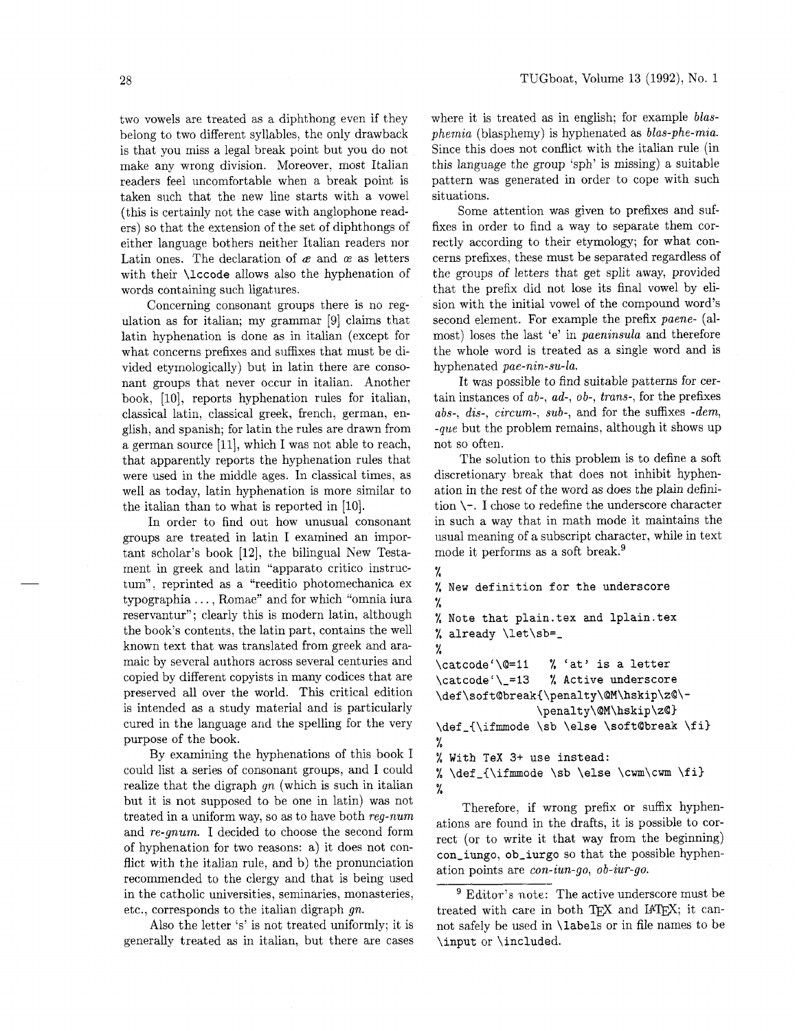two vowels are treated as a diphthong even if they belong to two different syllables, the only drawback is that you miss a legal break point but you do not make any wrong division. Moreover, most Italian readers feel uncomfortable when a break point is taken such that the new line starts with a vowel (this is certainly not the case with anglophone readers) so that the extension of the set of diphthongs of either language bothers neither Italian readers nor Latin ones. The declaration of æ and œ as letters with their `\lccode` allows also the hyphenation of words containing such ligatures.

Concerning consonant groups there is no regulation as for italian; my grammar [9] claims that latin hyphenation is done as in italian (except for what concerns prefixes and suffixes that must be divided etymologically) but in latin there are consonant groups that never occur in italian. Another book, [10], reports hyphenation rules for italian, classical latin, classical greek, french, german, english, and spanish; for latin the rules are drawn from a german source [11], which I was not able to reach, that apparently reports the hyphenation rules that were used in the middle ages. In classical times, as well as today, latin hyphenation is more similar to the italian than to what is reported in [10].

In order to find out how unusual consonant groups are treated in latin I examined an important scholar's book [12], the bilingual New Testament in greek and latin "apparato critico instructum", reprinted as a "reeditio photomechanica ex typographia ..., Romae" and for which "omnia iura reservantur"; clearly this is modern latin, although the book's contents, the latin part, contains the well known text that was translated from greek and aramaic by several authors across several centuries and copied by different copyists in many codices that are preserved all over the world. This critical edition is intended as a study material and is particularly cured in the language and the spelling for the very purpose of the book.

By examining the hyphenations of this book I could list a series of consonant groups, and I could realize that the digraph *gn* (which is such in italian but it is not supposed to be one in latin) was not treated in a uniform way, so as to have both *reg-num* and *re-gnum*. I decided to choose the second form of hyphenation for two reasons: a) it does not conflict with the italian rule, and b) the pronunciation recommended to the clergy and that is being used in the catholic universities, seminaries, monasteries, etc., corresponds to the italian digraph *gn*.

Also the letter 's' is not treated uniformly; it is generally treated as in italian, but there are cases where it is treated as in english; for example *blasphemia* (blasphemy) is hyphenated as *blas-phe-mia*. Since this does not conflict with the italian rule (in this language the group 'sph' is missing) a suitable pattern was generated in order to cope with such situations.

Some attention was given to prefixes and suffixes in order to find a way to separate them correctly according to their etymology; for what concerns prefixes, these must be separated regardless of the groups of letters that get split away, provided that the prefix did not lose its final vowel by elision with the initial vowel of the compound word's second element. For example the prefix *paene-* (almost) loses the last 'e' in *paeninsula* and therefore the whole word is treated as a single word and is hyphenated *pae-nin-su-la*.

It was possible to find suitable patterns for certain instances of *ab-*, *ad-*, *ob-*, *trans-*, for the prefixes *abs-*, *dis-*, *circum-*, *sub-*, and for the suffixes *-dem*, *-que* but the problem remains, although it shows up not so often.

The solution to this problem is to define a soft discretionary break that does not inhibit hyphenation in the rest of the word as does the plain definition `\-`. I chose to redefine the underscore character in such a way that in math mode it maintains the usual meaning of a subscript character, while in text mode it performs as a soft break.[9]

```
%
% New definition for the underscore
%
% Note that plain.tex and lplain.tex
% already \let\sb=_
%
\catcode`\@=11   % 'at' is a letter
\catcode`\_=13   % Active underscore
\def\soft@break{\penalty\@M\hskip\z@\-
              \penalty\@M\hskip\z@}
\def_{\ifmmode \sb \else \soft@break \fi}
%
% With TeX 3+ use instead:
% \def_{\ifmmode \sb \else \cwm\cwm \fi}
%
```

Therefore, if wrong prefix or suffix hyphenations are found in the drafts, it is possible to correct (or to write it that way from the beginning) `con_iungo`, `ob_iurgo` so that the possible hyphenation points are *con-iun-go*, *ob-iur-go*.

[9] Editor's note: The active underscore must be treated with care in both TeX and LaTeX; it cannot safely be used in `\label`s or in file names to be `\input` or `\include`d.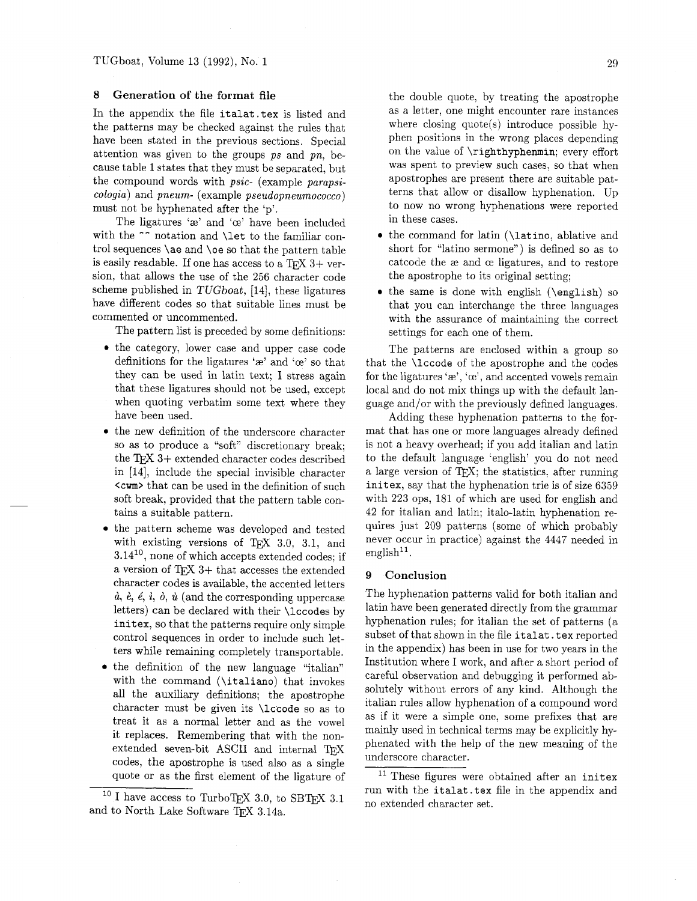## 8 Generation of the format file

In the appendix the file `italat.tex` is listed and the patterns may be checked against the rules that have been stated in the previous sections. Special attention was given to the groups *ps* and *pn*, because table 1 states that they must be separated, but the compound words with *psic-* (example *parapsicologia*) and *pneum-* (example *pseudopneumococco*) must not be hyphenated after the 'p'.

The ligatures 'æ' and 'œ' have been included with the `^^` notation and `\let` to the familiar control sequences `\ae` and `\oe` so that the pattern table is easily readable. If one has access to a TeX 3+ version, that allows the use of the 256 character code scheme published in *TUGboat*, [14], these ligatures have different codes so that suitable lines must be commented or uncommented.

The pattern list is preceded by some definitions:

- the category, lower case and upper case code definitions for the ligatures 'æ' and 'œ' so that they can be used in latin text; I stress again that these ligatures should not be used, except when quoting verbatim some text where they have been used.
- the new definition of the underscore character so as to produce a "soft" discretionary break; the TeX 3+ extended character codes described in [14], include the special invisible character `<cwm>` that can be used in the definition of such soft break, provided that the pattern table contains a suitable pattern.
- the pattern scheme was developed and tested with existing versions of TeX 3.0, 3.1, and 3.14[10], none of which accepts extended codes; if a version of TeX 3+ that accesses the extended character codes is available, the accented letters *à*, *è*, *é*, *ì*, *ò*, *ù* (and the corresponding uppercase letters) can be declared with their `\lccode`s by `initex`, so that the patterns require only simple control sequences in order to include such letters while remaining completely transportable.
- the definition of the new language "italian" with the command (`\italiano`) that invokes all the auxiliary definitions; the apostrophe character must be given its `\lccode` so as to treat it as a normal letter and as the vowel it replaces. Remembering that with the non-extended seven-bit ASCII and internal TeX codes, the apostrophe is used also as a single quote or as the first element of the ligature of the double quote, by treating the apostrophe as a letter, one might encounter rare instances where closing quote(s) introduce possible hyphen positions in the wrong places depending on the value of `\righthyphenmin`; every effort was spent to preview such cases, so that when apostrophes are present there are suitable patterns that allow or disallow hyphenation. Up to now no wrong hyphenations were reported in these cases.
- the command for latin (`\latino`, ablative and short for "latino sermone") is defined so as to catcode the æ and œ ligatures, and to restore the apostrophe to its original setting;
- the same is done with english (`\english`) so that you can interchange the three languages with the assurance of maintaining the correct settings for each one of them.

The patterns are enclosed within a group so that the `\lccode` of the apostrophe and the codes for the ligatures 'æ', 'œ', and accented vowels remain local and do not mix things up with the default language and/or with the previously defined languages.

Adding these hyphenation patterns to the format that has one or more languages already defined is not a heavy overhead; if you add italian and latin to the default language 'english' you do not need a large version of TeX; the statistics, after running `initex`, say that the hyphenation trie is of size 6359 with 223 ops, 181 of which are used for english and 42 for italian and latin; italo-latin hyphenation requires just 209 patterns (some of which probably never occur in practice) against the 4447 needed in english[11].

## 9 Conclusion

The hyphenation patterns valid for both italian and latin have been generated directly from the grammar hyphenation rules; for italian the set of patterns (a subset of that shown in the file `italat.tex` reported in the appendix) has been in use for two years in the Institution where I work, and after a short period of careful observation and debugging it performed absolutely without errors of any kind. Although the italian rules allow hyphenation of a compound word as if it were a simple one, some prefixes that are mainly used in technical terms may be explicitly hyphenated with the help of the new meaning of the underscore character.

---

[10] I have access to TurboTeX 3.0, to SBTeX 3.1 and to North Lake Software TeX 3.14a.

[11] These figures were obtained after an `initex` run with the `italat.tex` file in the appendix and no extended character set.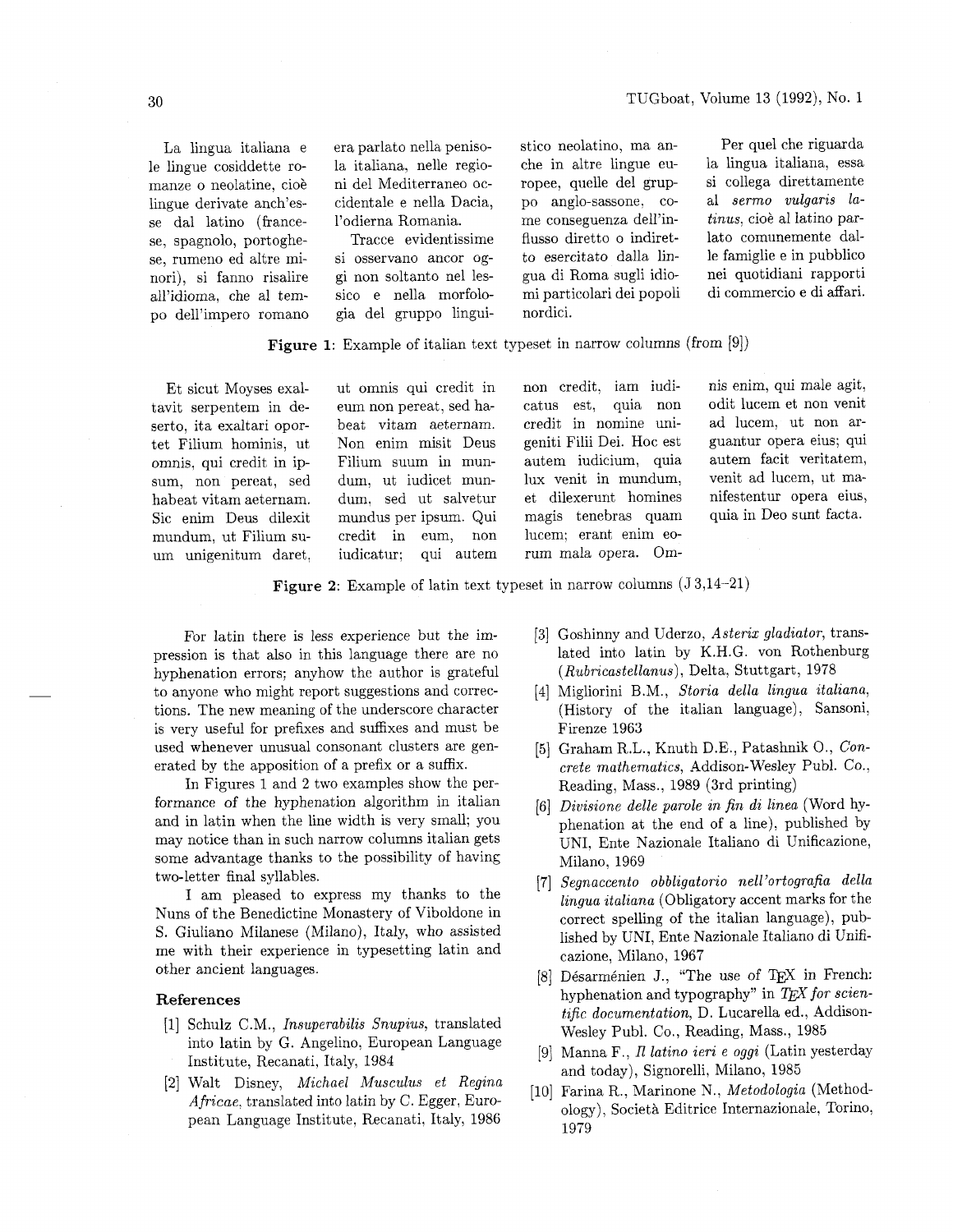La lingua italiana e le lingue cosiddette romanze o neolatine, cioè lingue derivate anch'esse dal latino (francese, spagnolo, portoghese, rumeno ed altre minori), si fanno risalire all'idioma, che al tempo dell'impero romano era parlato nella penisola italiana, nelle regioni del Mediterraneo occidentale e nella Dacia, l'odierna Romania.

Tracce evidentissime si osservano ancor oggi non soltanto nel lessico e nella morfologia del gruppo linguistico neolatino, ma anche in altre lingue europee, quelle del gruppo anglo-sassone, come conseguenza dell'influsso diretto o indiretto esercitato dalla lingua di Roma sugli idiomi particolari dei popoli nordici.

Per quel che riguarda la lingua italiana, essa si collega direttamente al *sermo vulgaris latinus*, cioè al latino parlato comunemente dalle famiglie e in pubblico nei quotidiani rapporti di commercio e di affari.

**Figure 1**: Example of italian text typeset in narrow columns (from [9])

Et sicut Moyses exaltavit serpentem in deserto, ita exaltari oportet Filium hominis, ut omnis, qui credit in ipsum, non pereat, sed habeat vitam aeternam. Sic enim Deus dilexit mundum, ut Filium suum unigenitum daret, ut omnis qui credit in eum non pereat, sed habeat vitam aeternam. Non enim misit Deus Filium suum in mundum, ut iudicet mundum, sed ut salvetur mundus per ipsum. Qui credit in eum, non iudicatur; qui autem non credit, iam iudicatus est, quia non credit in nomine unigeniti Filii Dei. Hoc est autem iudicium, quia lux venit in mundum, et dilexerunt homines magis tenebras quam lucem; erant enim eorum mala opera. Omnis enim, qui male agit, odit lucem et non venit ad lucem, ut non arguantur opera eius; qui autem facit veritatem, venit ad lucem, ut manifestentur opera eius, quia in Deo sunt facta.

**Figure 2**: Example of latin text typeset in narrow columns (J 3,14–21)

For latin there is less experience but the impression is that also in this language there are no hyphenation errors; anyhow the author is grateful to anyone who might report suggestions and corrections. The new meaning of the underscore character is very useful for prefixes and suffixes and must be used whenever unusual consonant clusters are generated by the apposition of a prefix or a suffix.

In Figures 1 and 2 two examples show the performance of the hyphenation algorithm in italian and in latin when the line width is very small; you may notice than in such narrow columns italian gets some advantage thanks to the possibility of having two-letter final syllables.

I am pleased to express my thanks to the Nuns of the Benedictine Monastery of Viboldone in S. Giuliano Milanese (Milano), Italy, who assisted me with their experience in typesetting latin and other ancient languages.

### References

[1] Schulz C.M., *Insuperabilis Snupius*, translated into latin by G. Angelino, European Language Institute, Recanati, Italy, 1984

[2] Walt Disney, *Michael Musculus et Regina Africae*, translated into latin by C. Egger, European Language Institute, Recanati, Italy, 1986

[3] Goshinny and Uderzo, *Asterix gladiator*, translated into latin by K.H.G. von Rothenburg (*Rubricastellanus*), Delta, Stuttgart, 1978

[4] Migliorini B.M., *Storia della lingua italiana*, (History of the italian language), Sansoni, Firenze 1963

[5] Graham R.L., Knuth D.E., Patashnik O., *Concrete mathematics*, Addison-Wesley Publ. Co., Reading, Mass., 1989 (3rd printing)

[6] *Divisione delle parole in fin di linea* (Word hyphenation at the end of a line), published by UNI, Ente Nazionale Italiano di Unificazione, Milano, 1969

[7] *Segnaccento obbligatorio nell'ortografia della lingua italiana* (Obligatory accent marks for the correct spelling of the italian language), published by UNI, Ente Nazionale Italiano di Unificazione, Milano, 1967

[8] Désarménien J., "The use of TEX in French: hyphenation and typography" in *TEX for scientific documentation*, D. Lucarella ed., Addison-Wesley Publ. Co., Reading, Mass., 1985

[9] Manna F., *Il latino ieri e oggi* (Latin yesterday and today), Signorelli, Milano, 1985

[10] Farina R., Marinone N., *Metodologia* (Methodology), Società Editrice Internazionale, Torino, 1979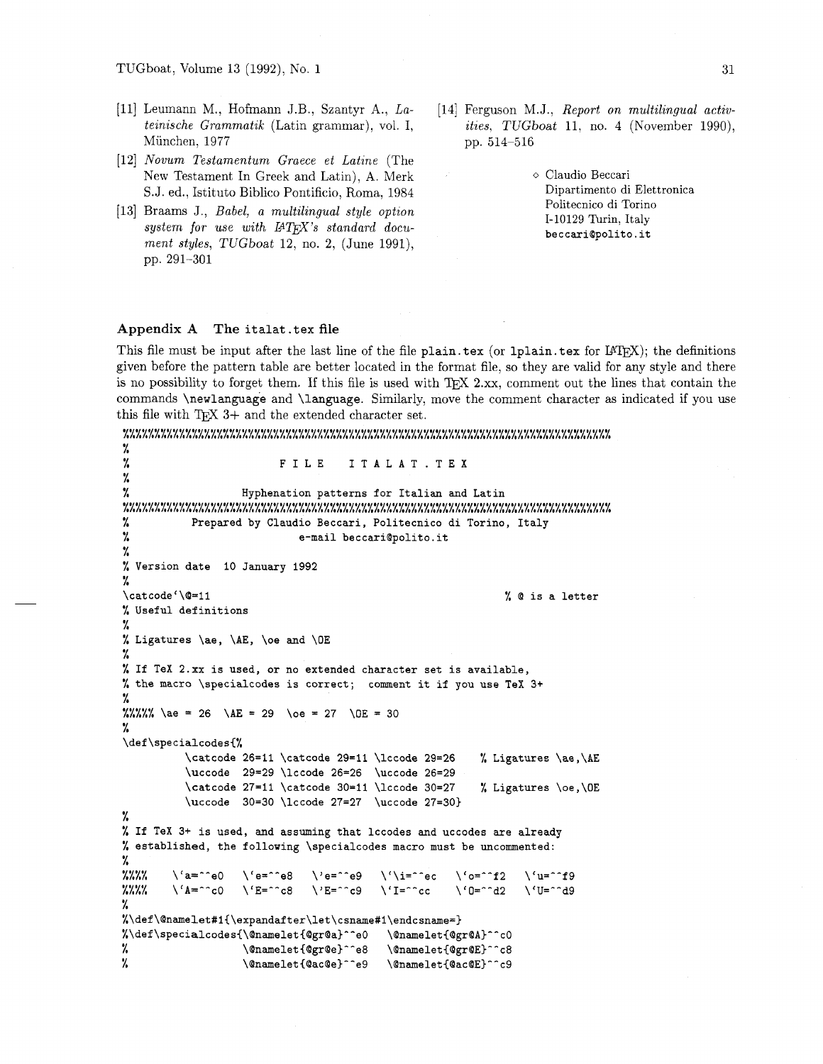[11] Leumann M., Hofmann J.B., Szantyr A., *Lateinische Grammatik* (Latin grammar), vol. I, München, 1977

[12] *Novum Testamentum Graece et Latine* (The New Testament In Greek and Latin), A. Merk S.J. ed., Istituto Biblico Pontificio, Roma, 1984

[13] Braams J., *Babel, a multilingual style option system for use with LaTeX's standard document styles*, *TUGboat* 12, no. 2, (June 1991), pp. 291–301

[14] Ferguson M.J., *Report on multilingual activities*, *TUGboat* 11, no. 4 (November 1990), pp. 514–516

◇ Claudio Beccari
Dipartimento di Elettronica
Politecnico di Torino
I-10129 Turin, Italy
beccari@polito.it

### Appendix A The italat.tex file

This file must be input after the last line of the file plain.tex (or lplain.tex for LaTeX); the definitions given before the pattern table are better located in the format file, so they are valid for any style and there is no possibility to forget them. If this file is used with TeX 2.xx, comment out the lines that contain the commands \newlanguage and \language. Similarly, move the comment character as indicated if you use this file with TeX 3+ and the extended character set.

```
%%%%%%%%%%%%%%%%%%%%%%%%%%%%%%%%%%%%%%%%%%%%%%%%%%%%%%%%%%%%%%%%%%%%%%%%%%%%%%%
%
%                         F I L E    I T A L A T . T E X
%
%                  Hyphenation patterns for Italian and Latin
%%%%%%%%%%%%%%%%%%%%%%%%%%%%%%%%%%%%%%%%%%%%%%%%%%%%%%%%%%%%%%%%%%%%%%%%%%%%%%%
%           Prepared by Claudio Beccari, Politecnico di Torino, Italy
%                          e-mail beccari@polito.it
%
% Version date  10 January 1992
%
\catcode`\@=11                                               % @ is a letter
% Useful definitions
%
% Ligatures \ae, \AE, \oe and \OE
%
% If TeX 2.xx is used, or no extended character set is available,
% the macro \specialcodes is correct;  comment it if you use TeX 3+
%
%%%%% \ae = 26  \AE = 29  \oe = 27  \OE = 30
%
\def\specialcodes{%
          \catcode 26=11 \catcode 29=11 \lccode 29=26     % Ligatures \ae,\AE
          \uccode  29=29 \lccode 26=26  \uccode 26=29
          \catcode 27=11 \catcode 30=11 \lccode 30=27     % Ligatures \oe,\OE
          \uccode  30=30 \lccode 27=27  \uccode 27=30}
%
% If TeX 3+ is used, and assuming that lccodes and uccodes are already
% established, the following \specialcodes macro must be uncommented:
%
%%%%     \`a=^^e0   \`e=^^e8   \'e=^^e9   \`\i=^^ec   \`o=^^f2   \`u=^^f9
%%%%     \`A=^^c0   \`E=^^c8   \'E=^^c9   \`I=^^cc    \`O=^^d2   \`U=^^d9
%
%\def\@namelet#1{\expandafter\let\csname#1\endcsname=}
%\def\specialcodes{\@namelet{@gr@a}^^e0   \@namelet{@gr@A}^^c0
%                  \@namelet{@gr@e}^^e8   \@namelet{@gr@E}^^c8
%                  \@namelet{@ac@e}^^e9   \@namelet{@ac@E}^^c9
```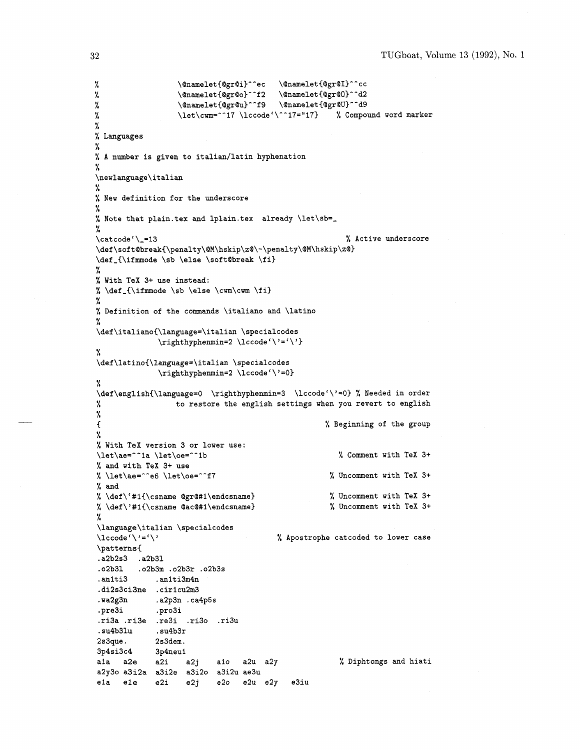```
%                 \@namelet{@gr@i}^^ec   \@namelet{@gr@I}^^cc
%                 \@namelet{@gr@o}^^f2   \@namelet{@gr@O}^^d2
%                 \@namelet{@gr@u}^^f9   \@namelet{@gr@U}^^d9
%                 \let\cwm=^^17 \lccode`\^^17="17}    % Compound word marker
%
% Languages
%
% A number is given to italian/latin hyphenation
%
\newlanguage\italian
%
% New definition for the underscore
%
% Note that plain.tex and lplain.tex  already \let\sb=_
%
\catcode`\_=13                                          % Active underscore
\def\soft@break{\penalty\@M\hskip\z@\-\penalty\@M\hskip\z@}
\def_{\ifmmode \sb \else \soft@break \fi}
%
% With TeX 3+ use instead:
% \def_{\ifmmode \sb \else \cwm\cwm \fi}
%
% Definition of the commands \italiano and \latino
%
\def\italiano{\language=\italian \specialcodes
            \righthyphenmin=2 \lccode`\'=`\'}
%
\def\latino{\language=\italian \specialcodes
            \righthyphenmin=2 \lccode`\'=0}
%
\def\english{\language=0  \righthyphenmin=3  \lccode`\'=0} % Needed in order
%                to restore the english settings when you revert to english
%
{                                                       % Beginning of the group
%
% With TeX version 3 or lower use:
\let\ae=^^1a \let\oe=^^1b                               % Comment with TeX 3+
% and with TeX 3+ use
% \let\ae=^^e6 \let\oe=^^f7                             % Uncomment with TeX 3+
% and
% \def\`#1{\csname @gr@#1\endcsname}                    % Uncomment with TeX 3+
% \def\'#1{\csname @ac@#1\endcsname}                    % Uncomment with TeX 3+
%
\language\italian \specialcodes
\lccode`\'=`\'                               % Apostrophe catcoded to lower case
\patterns{
.a2b2s3  .a2b3l
.o2b3l   .o2b3m .o2b3r .o2b3s
.an1ti3      .an1ti3m4n
.di2s3ci3ne  .cir1cu2m3
.wa2g3n      .a2p3n .ca4p5s
.pre3i       .pro3i
.ri3a .ri3e  .re3i  .ri3o  .ri3u
.su4b3lu     .su4b3r
2s3que.      2s3dem.
3p4si3c4     3p4neu1
a1a   a2e    a2i    a2j    a1o   a2u  a2y              % Diphtongs and hiati
a2y3o a3i2a  a3i2e  a3i2o  a3i2u ae3u
e1a   e1e    e2i    e2j    e2o   e2u  e2y   e3iu
```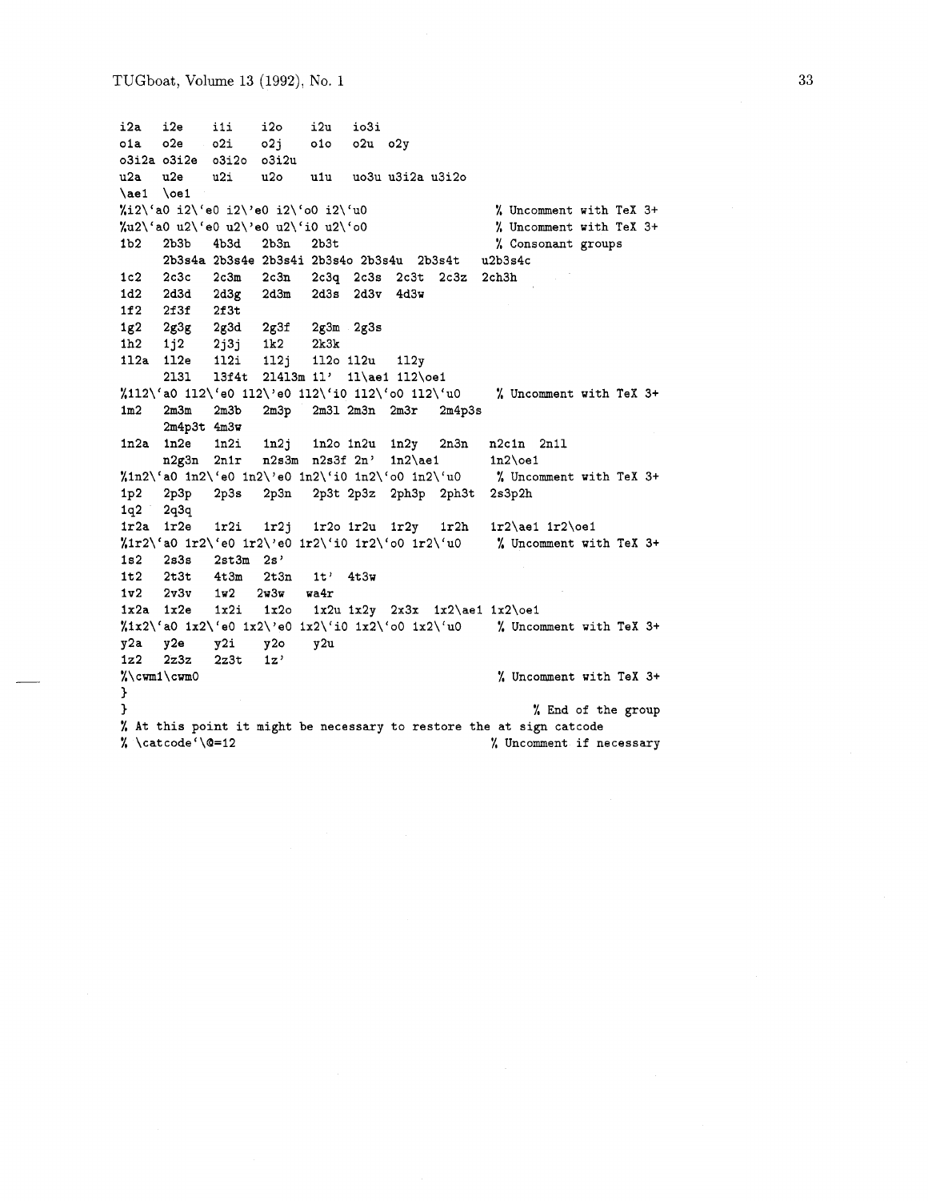```
i2a   i2e    i1i    i2o    i2u   io3i
o1a   o2e    o2i    o2j    o1o   o2u  o2y
o3i2a o3i2e  o3i2o  o3i2u
u2a   u2e    u2i    u2o    u1u   uo3u u3i2a u3i2o
\ae1  \oe1
%i2\'a0 i2\'e0 i2\'e0 i2\'o0 i2\'u0                   % Uncomment with TeX 3+
%u2\'a0 u2\'e0 u2\'e0 u2\'i0 u2\'o0                   % Uncomment with TeX 3+
1b2   2b3b   4b3d   2b3n   2b3t                       % Consonant groups
      2b3s4a 2b3s4e 2b3s4i 2b3s4o 2b3s4u  2b3s4t   u2b3s4c
1c2   2c3c   2c3m   2c3n   2c3q  2c3s  2c3t  2c3z  2ch3h
1d2   2d3d   2d3g   2d3m   2d3s  2d3v  4d3w
1f2   2f3f   2f3t
1g2   2g3g   2g3d   2g3f   2g3m  2g3s
1h2   1j2    2j3j   1k2    2k3k
1l2a  1l2e   1l2i   1l2j   1l2o 1l2u   1l2y
      2l3l   l3f4t  2l4l3m l1'   l1\ae1 1l2\oe1
%1l2\'a0 1l2\'e0 1l2\'e0 1l2\'i0 1l2\'o0 1l2\'u0     % Uncomment with TeX 3+
1m2   2m3m   2m3b   2m3p   2m3l 2m3n  2m3r   2m4p3s
      2m4p3t 4m3w
1n2a  1n2e   1n2i   1n2j   1n2o 1n2u  1n2y   2n3n   n2c1n  2n1l
      n2g3n  2n1r   n2s3m  n2s3f 2n'  1n2\ae1       1n2\oe1
%1n2\'a0 1n2\'e0 1n2\'e0 1n2\'i0 1n2\'o0 1n2\'u0     % Uncomment with TeX 3+
1p2   2p3p   2p3s   2p3n   2p3t 2p3z  2ph3p  2ph3t  2s3p2h
1q2   2q3q
1r2a  1r2e   1r2i   1r2j   1r2o 1r2u  1r2y   1r2h   1r2\ae1 1r2\oe1
%1r2\'a0 1r2\'e0 1r2\'e0 1r2\'i0 1r2\'o0 1r2\'u0     % Uncomment with TeX 3+
1s2   2s3s   2st3m  2s'
1t2   2t3t   4t3m   2t3n   1t'  4t3w
1v2   2v3v   1w2    2w3w   wa4r
1x2a  1x2e   1x2i   1x2o   1x2u 1x2y  2x3x  1x2\ae1 1x2\oe1
%1x2\'a0 1x2\'e0 1x2\'e0 1x2\'i0 1x2\'o0 1x2\'u0     % Uncomment with TeX 3+
y2a   y2e    y2i    y2o    y2u
1z2   2z3z   2z3t   1z'
%\cwm1\cwm0                                           % Uncomment with TeX 3+
}
}                                                         % End of the group
% At this point it might be necessary to restore the at sign catcode
% \catcode'\@=12                                      % Uncomment if necessary
```